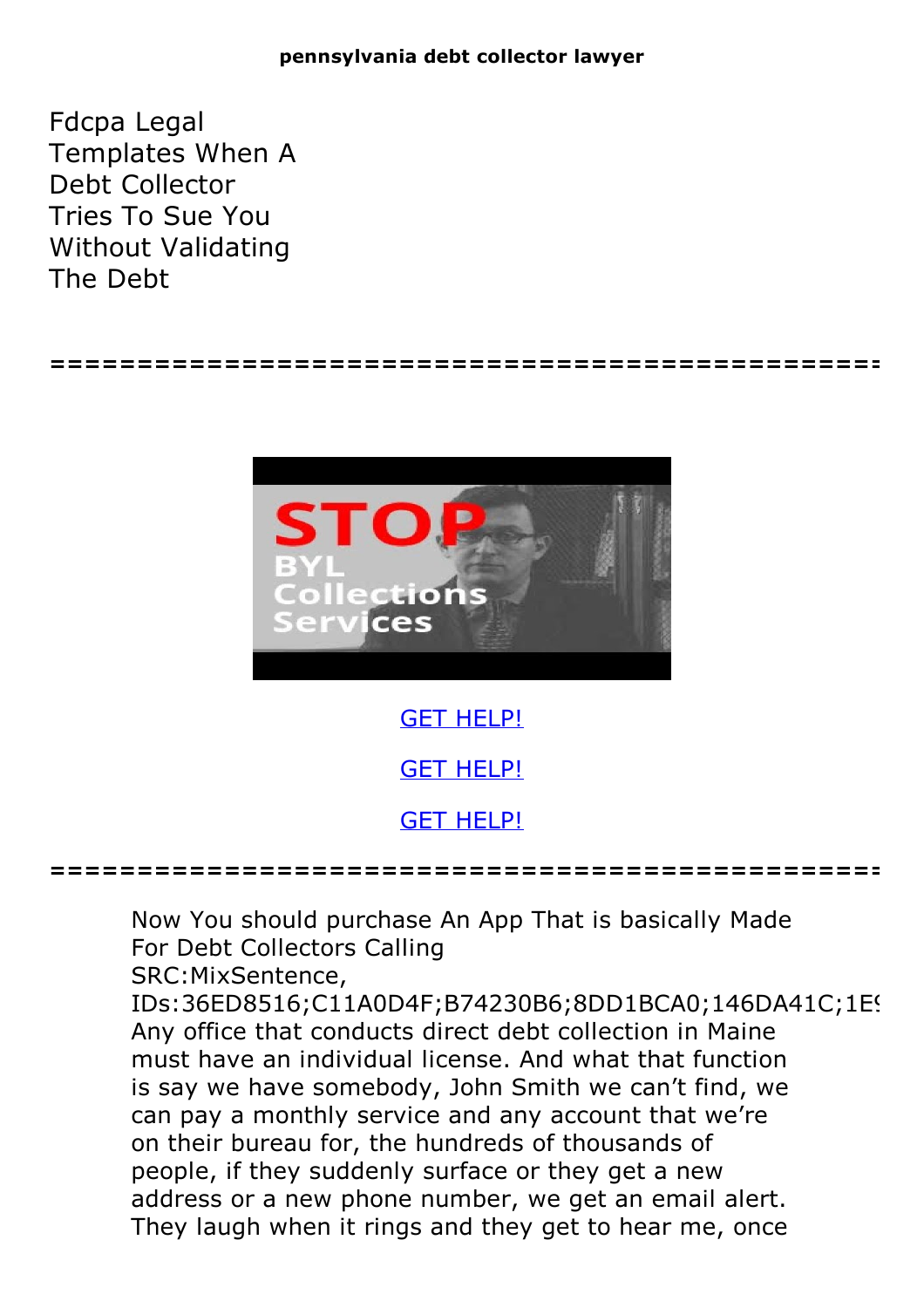# Fdcpa Legal Templates When A Debt Collector Tries To Sue You Without Validating The Debt

==================================================

[GET HELP!](#)

[GET HELP!](#)

[GET HELP!](#)

==================================================

Now You should purchase An App That is basically Made For Debt Collectors Calling
SRC:MixSentence,
IDs:36ED8516;C11A0D4F;B74230B6;8DD1BCA0;146DA41C;1E
Any office that conducts direct debt collection in Maine must have an individual license. And what that function is say we have somebody, John Smith we can't find, we can pay a monthly service and any account that we're on their bureau for, the hundreds of thousands of people, if they suddenly surface or they get a new address or a new phone number, we get an email alert. They laugh when it rings and they get to hear me, once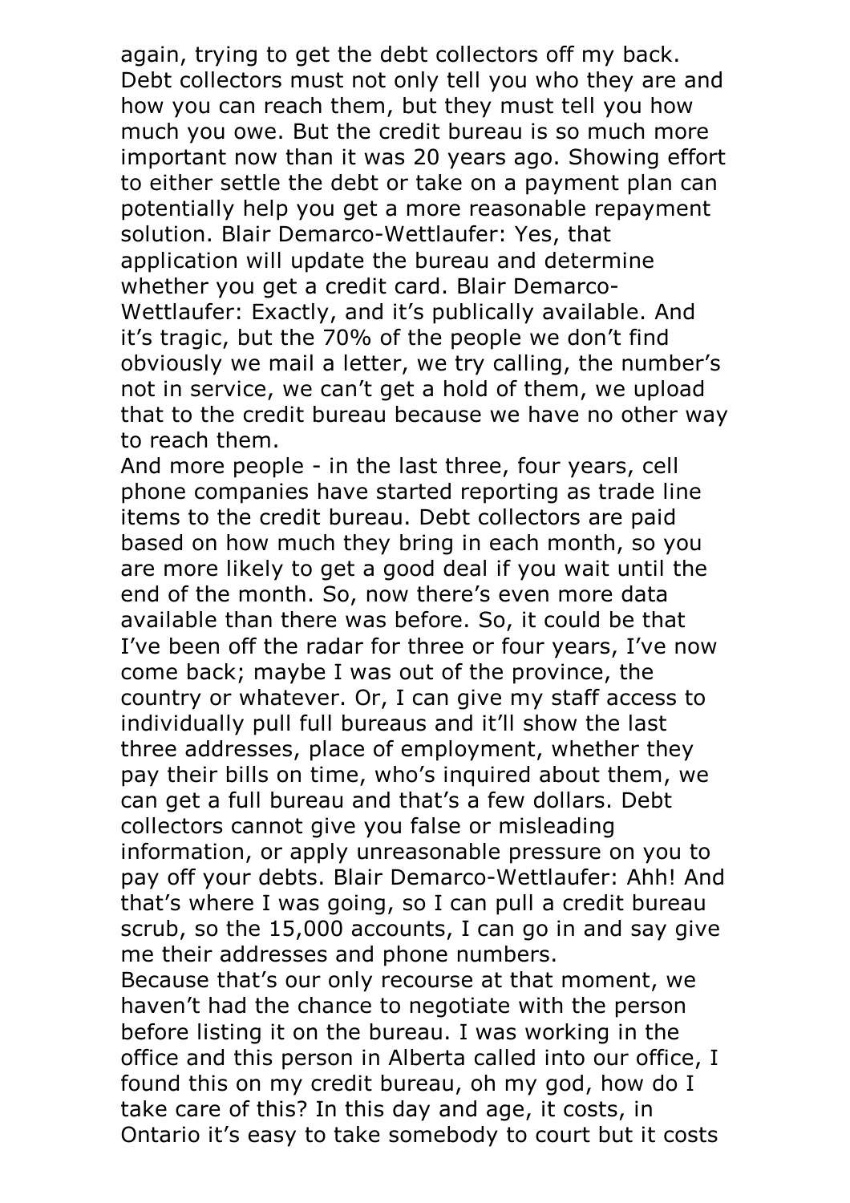again, trying to get the debt collectors off my back. Debt collectors must not only tell you who they are and how you can reach them, but they must tell you how much you owe. But the credit bureau is so much more important now than it was 20 years ago. Showing effort to either settle the debt or take on a payment plan can potentially help you get a more reasonable repayment solution. Blair Demarco-Wettlaufer: Yes, that application will update the bureau and determine whether you get a credit card. Blair Demarco-Wettlaufer: Exactly, and it's publically available. And it's tragic, but the 70% of the people we don't find obviously we mail a letter, we try calling, the number's not in service, we can't get a hold of them, we upload that to the credit bureau because we have no other way to reach them.

And more people - in the last three, four years, cell phone companies have started reporting as trade line items to the credit bureau. Debt collectors are paid based on how much they bring in each month, so you are more likely to get a good deal if you wait until the end of the month. So, now there's even more data available than there was before. So, it could be that I've been off the radar for three or four years, I've now come back; maybe I was out of the province, the country or whatever. Or, I can give my staff access to individually pull full bureaus and it'll show the last three addresses, place of employment, whether they pay their bills on time, who's inquired about them, we can get a full bureau and that's a few dollars. Debt collectors cannot give you false or misleading information, or apply unreasonable pressure on you to pay off your debts. Blair Demarco-Wettlaufer: Ahh! And that's where I was going, so I can pull a credit bureau scrub, so the 15,000 accounts, I can go in and say give me their addresses and phone numbers.

Because that's our only recourse at that moment, we haven't had the chance to negotiate with the person before listing it on the bureau. I was working in the office and this person in Alberta called into our office, I found this on my credit bureau, oh my god, how do I take care of this? In this day and age, it costs, in Ontario it's easy to take somebody to court but it costs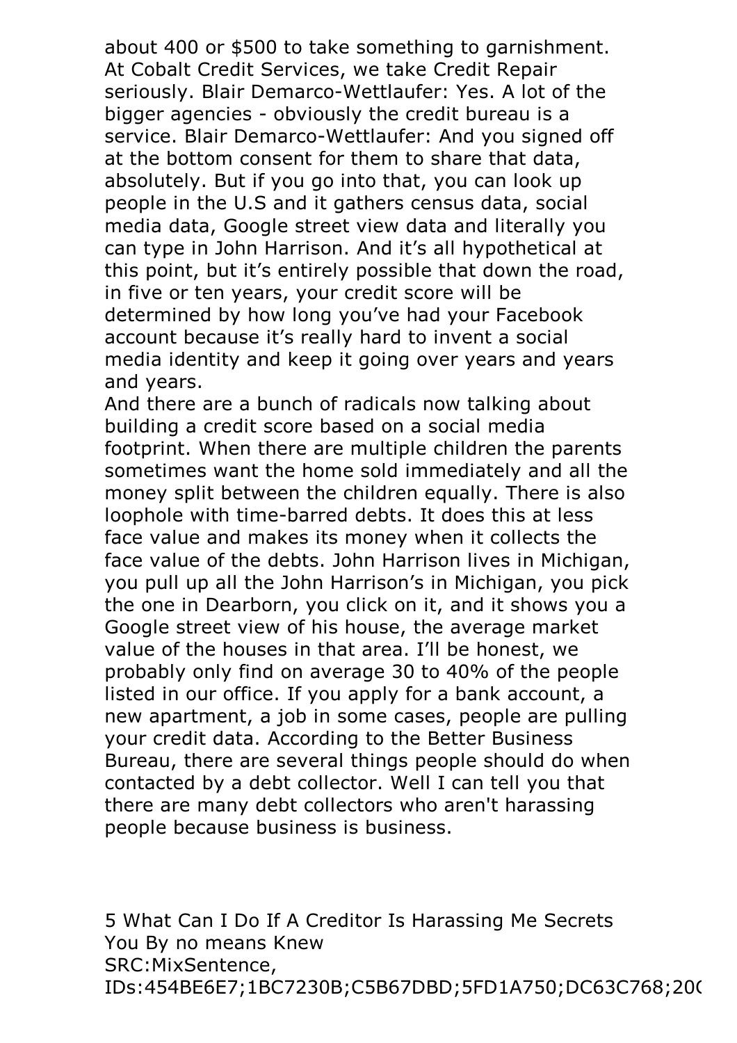about 400 or $500 to take something to garnishment. At Cobalt Credit Services, we take Credit Repair seriously. Blair Demarco-Wettlaufer: Yes. A lot of the bigger agencies - obviously the credit bureau is a service. Blair Demarco-Wettlaufer: And you signed off at the bottom consent for them to share that data, absolutely. But if you go into that, you can look up people in the U.S and it gathers census data, social media data, Google street view data and literally you can type in John Harrison. And it's all hypothetical at this point, but it's entirely possible that down the road, in five or ten years, your credit score will be determined by how long you've had your Facebook account because it's really hard to invent a social media identity and keep it going over years and years and years.

And there are a bunch of radicals now talking about building a credit score based on a social media footprint. When there are multiple children the parents sometimes want the home sold immediately and all the money split between the children equally. There is also loophole with time-barred debts. It does this at less face value and makes its money when it collects the face value of the debts. John Harrison lives in Michigan, you pull up all the John Harrison's in Michigan, you pick the one in Dearborn, you click on it, and it shows you a Google street view of his house, the average market value of the houses in that area. I'll be honest, we probably only find on average 30 to 40% of the people listed in our office. If you apply for a bank account, a new apartment, a job in some cases, people are pulling your credit data. According to the Better Business Bureau, there are several things people should do when contacted by a debt collector. Well I can tell you that there are many debt collectors who aren't harassing people because business is business.

5 What Can I Do If A Creditor Is Harassing Me Secrets You By no means Knew
SRC:MixSentence,
IDs:454BE6E7;1BC7230B;C5B67DBD;5FD1A750;DC63C768;200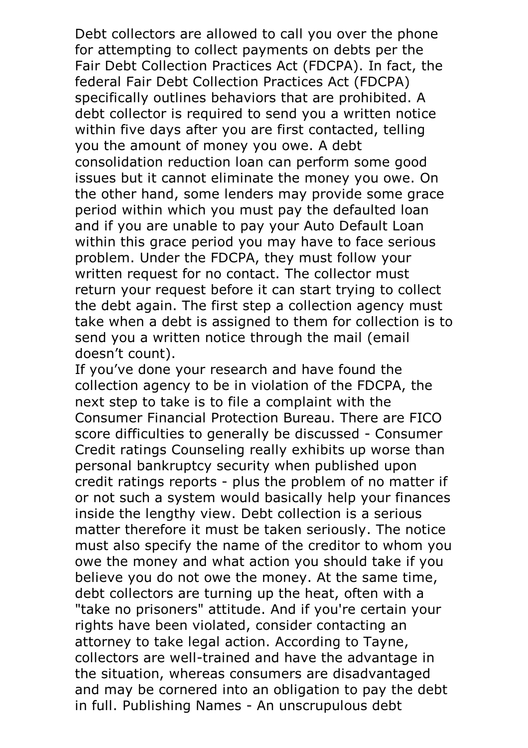Debt collectors are allowed to call you over the phone for attempting to collect payments on debts per the Fair Debt Collection Practices Act (FDCPA). In fact, the federal Fair Debt Collection Practices Act (FDCPA) specifically outlines behaviors that are prohibited. A debt collector is required to send you a written notice within five days after you are first contacted, telling you the amount of money you owe. A debt consolidation reduction loan can perform some good issues but it cannot eliminate the money you owe. On the other hand, some lenders may provide some grace period within which you must pay the defaulted loan and if you are unable to pay your Auto Default Loan within this grace period you may have to face serious problem. Under the FDCPA, they must follow your written request for no contact. The collector must return your request before it can start trying to collect the debt again. The first step a collection agency must take when a debt is assigned to them for collection is to send you a written notice through the mail (email doesn't count).

If you've done your research and have found the collection agency to be in violation of the FDCPA, the next step to take is to file a complaint with the Consumer Financial Protection Bureau. There are FICO score difficulties to generally be discussed - Consumer Credit ratings Counseling really exhibits up worse than personal bankruptcy security when published upon credit ratings reports - plus the problem of no matter if or not such a system would basically help your finances inside the lengthy view. Debt collection is a serious matter therefore it must be taken seriously. The notice must also specify the name of the creditor to whom you owe the money and what action you should take if you believe you do not owe the money. At the same time, debt collectors are turning up the heat, often with a "take no prisoners" attitude. And if you're certain your rights have been violated, consider contacting an attorney to take legal action. According to Tayne, collectors are well-trained and have the advantage in the situation, whereas consumers are disadvantaged and may be cornered into an obligation to pay the debt in full. Publishing Names - An unscrupulous debt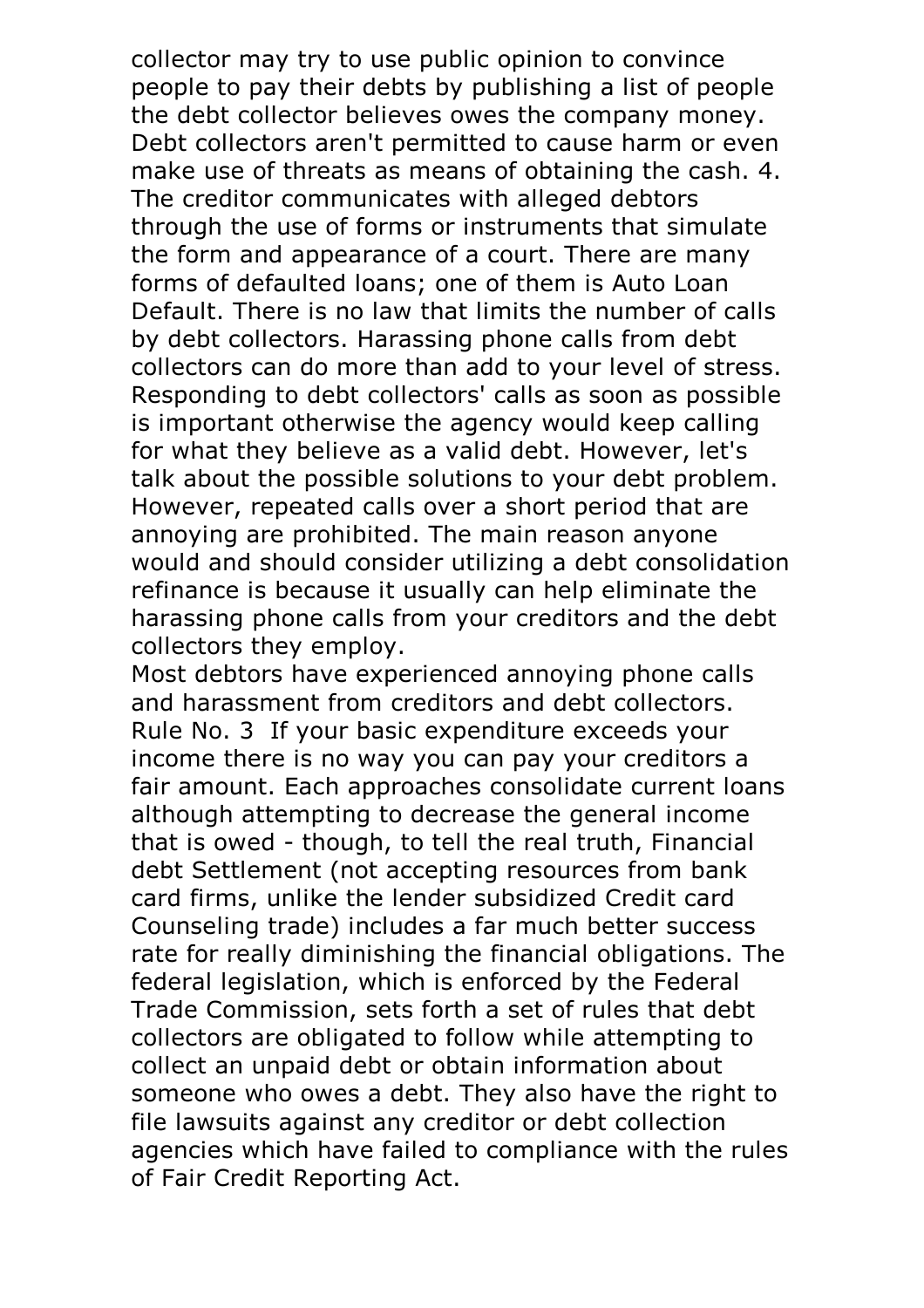collector may try to use public opinion to convince people to pay their debts by publishing a list of people the debt collector believes owes the company money. Debt collectors aren't permitted to cause harm or even make use of threats as means of obtaining the cash. 4. The creditor communicates with alleged debtors through the use of forms or instruments that simulate the form and appearance of a court. There are many forms of defaulted loans; one of them is Auto Loan Default. There is no law that limits the number of calls by debt collectors. Harassing phone calls from debt collectors can do more than add to your level of stress. Responding to debt collectors' calls as soon as possible is important otherwise the agency would keep calling for what they believe as a valid debt. However, let's talk about the possible solutions to your debt problem. However, repeated calls over a short period that are annoying are prohibited. The main reason anyone would and should consider utilizing a debt consolidation refinance is because it usually can help eliminate the harassing phone calls from your creditors and the debt collectors they employ.

Most debtors have experienced annoying phone calls and harassment from creditors and debt collectors. Rule No. 3  If your basic expenditure exceeds your income there is no way you can pay your creditors a fair amount. Each approaches consolidate current loans although attempting to decrease the general income that is owed - though, to tell the real truth, Financial debt Settlement (not accepting resources from bank card firms, unlike the lender subsidized Credit card Counseling trade) includes a far much better success rate for really diminishing the financial obligations. The federal legislation, which is enforced by the Federal Trade Commission, sets forth a set of rules that debt collectors are obligated to follow while attempting to collect an unpaid debt or obtain information about someone who owes a debt. They also have the right to file lawsuits against any creditor or debt collection agencies which have failed to compliance with the rules of Fair Credit Reporting Act.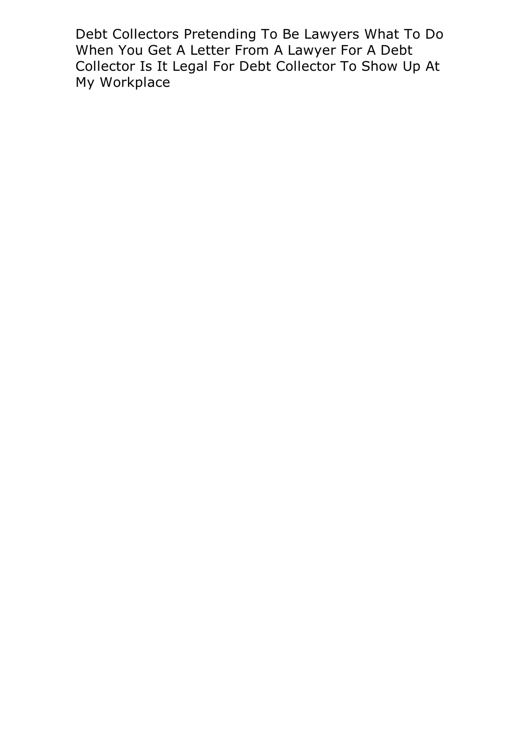Debt Collectors Pretending To Be Lawyers What To Do When You Get A Letter From A Lawyer For A Debt Collector Is It Legal For Debt Collector To Show Up At My Workplace